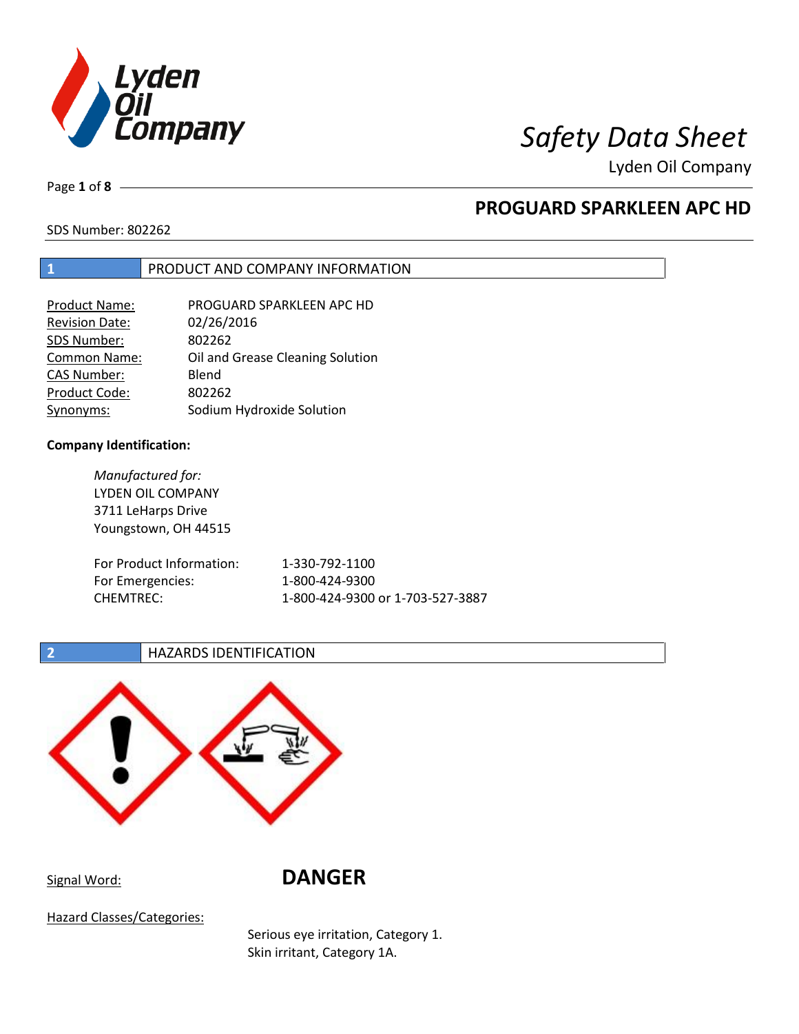# Safety Data Sheet

Lyden Oil Company

## PROGUARD SPARKLEEN APC HD

SDS Number: 802262

## 1 PRODUCT AND COMPANY INFORMATION

| | |
|---|---|
| Product Name: | PROGUARD SPARKLEEN APC HD |
| Revision Date: | 02/26/2016 |
| SDS Number: | 802262 |
| Common Name: | Oil and Grease Cleaning Solution |
| CAS Number: | Blend |
| Product Code: | 802262 |
| Synonyms: | Sodium Hydroxide Solution |

**Company Identification:**

*Manufactured for:*
LYDEN OIL COMPANY
3711 LeHarps Drive
Youngstown, OH 44515

| | |
|---|---|
| For Product Information: | 1-330-792-1100 |
| For Emergencies: | 1-800-424-9300 |
| CHEMTREC: | 1-800-424-9300 or 1-703-527-3887 |

## 2 HAZARDS IDENTIFICATION

Signal Word: **DANGER**

Hazard Classes/Categories:

Serious eye irritation, Category 1.
Skin irritant, Category 1A.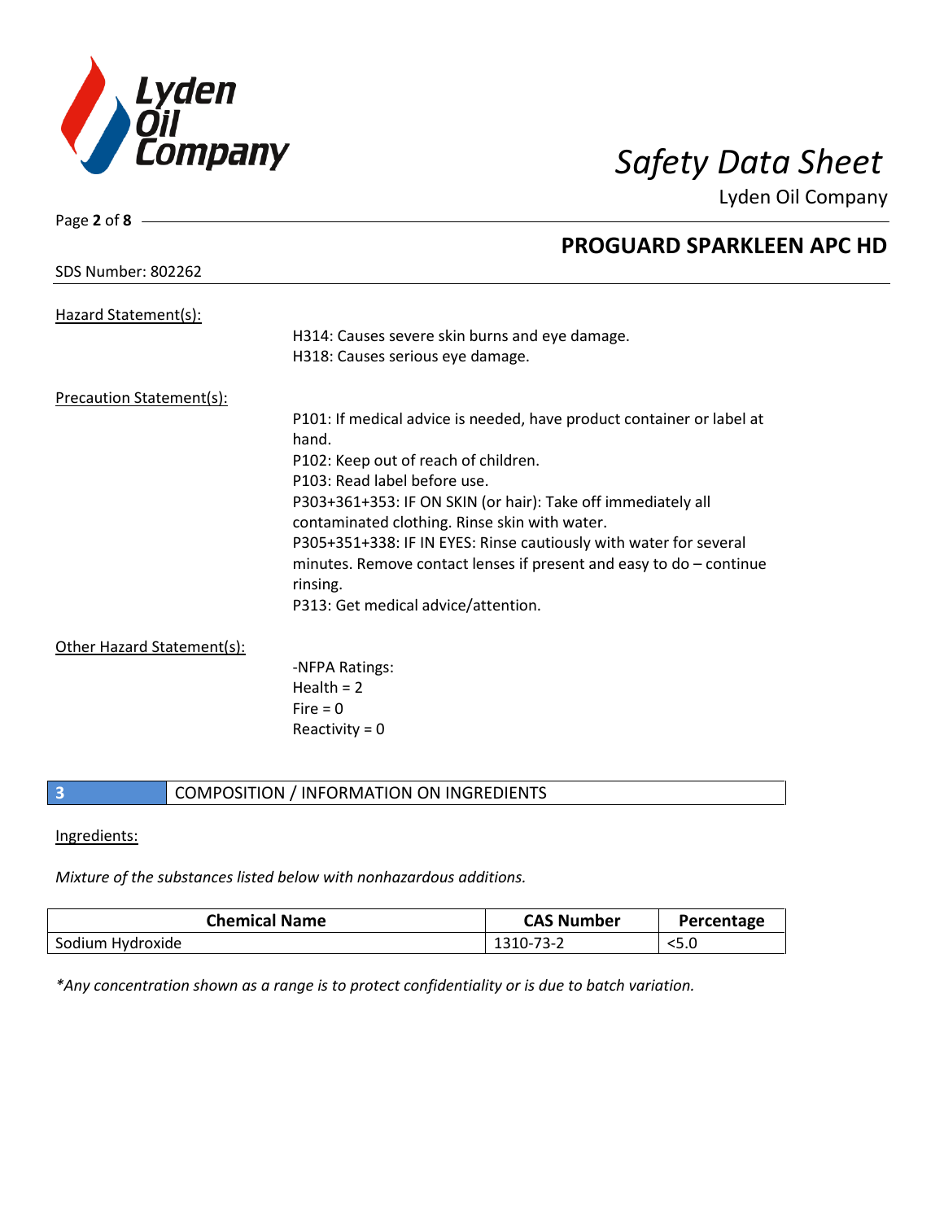Hazard Statement(s):

H314: Causes severe skin burns and eye damage.
H318: Causes serious eye damage.

Precaution Statement(s):

P101: If medical advice is needed, have product container or label at hand.
P102: Keep out of reach of children.
P103: Read label before use.
P303+361+353: IF ON SKIN (or hair): Take off immediately all contaminated clothing. Rinse skin with water.
P305+351+338: IF IN EYES: Rinse cautiously with water for several minutes. Remove contact lenses if present and easy to do – continue rinsing.
P313: Get medical advice/attention.

Other Hazard Statement(s):

-NFPA Ratings:
Health = 2
Fire = 0
Reactivity = 0

## 3 COMPOSITION / INFORMATION ON INGREDIENTS

Ingredients:

*Mixture of the substances listed below with nonhazardous additions.*

| Chemical Name | CAS Number | Percentage |
|---|---|---|
| Sodium Hydroxide | 1310-73-2 | <5.0 |

*\*Any concentration shown as a range is to protect confidentiality or is due to batch variation.*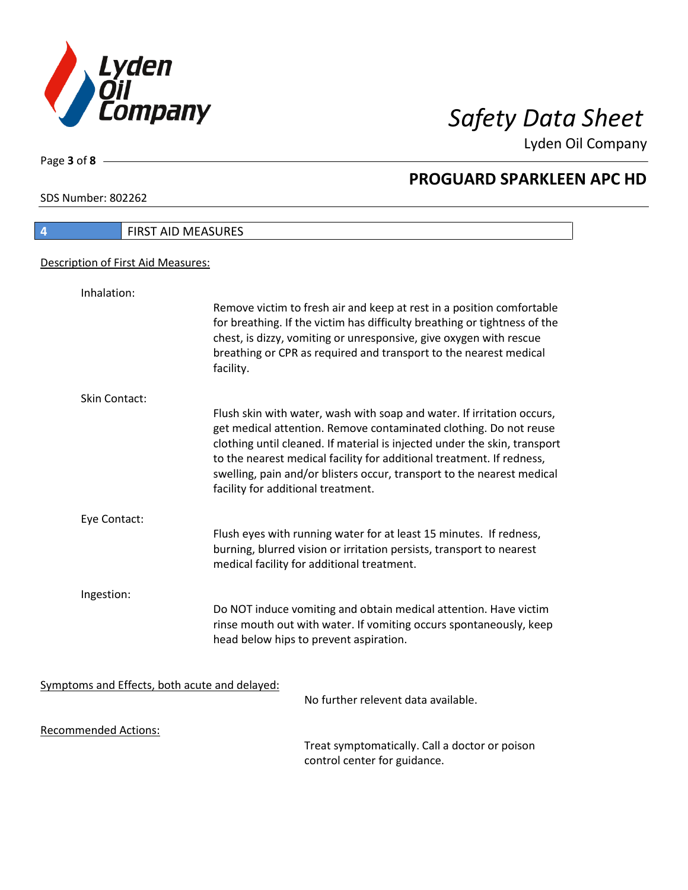## 4 FIRST AID MEASURES

Description of First Aid Measures:

Inhalation:

Remove victim to fresh air and keep at rest in a position comfortable for breathing. If the victim has difficulty breathing or tightness of the chest, is dizzy, vomiting or unresponsive, give oxygen with rescue breathing or CPR as required and transport to the nearest medical facility.

Skin Contact:

Flush skin with water, wash with soap and water. If irritation occurs, get medical attention. Remove contaminated clothing. Do not reuse clothing until cleaned. If material is injected under the skin, transport to the nearest medical facility for additional treatment. If redness, swelling, pain and/or blisters occur, transport to the nearest medical facility for additional treatment.

Eye Contact:

Flush eyes with running water for at least 15 minutes. If redness, burning, blurred vision or irritation persists, transport to nearest medical facility for additional treatment.

Ingestion:

Do NOT induce vomiting and obtain medical attention. Have victim rinse mouth out with water. If vomiting occurs spontaneously, keep head below hips to prevent aspiration.

Symptoms and Effects, both acute and delayed:

No further relevent data available.

Recommended Actions:

Treat symptomatically. Call a doctor or poison control center for guidance.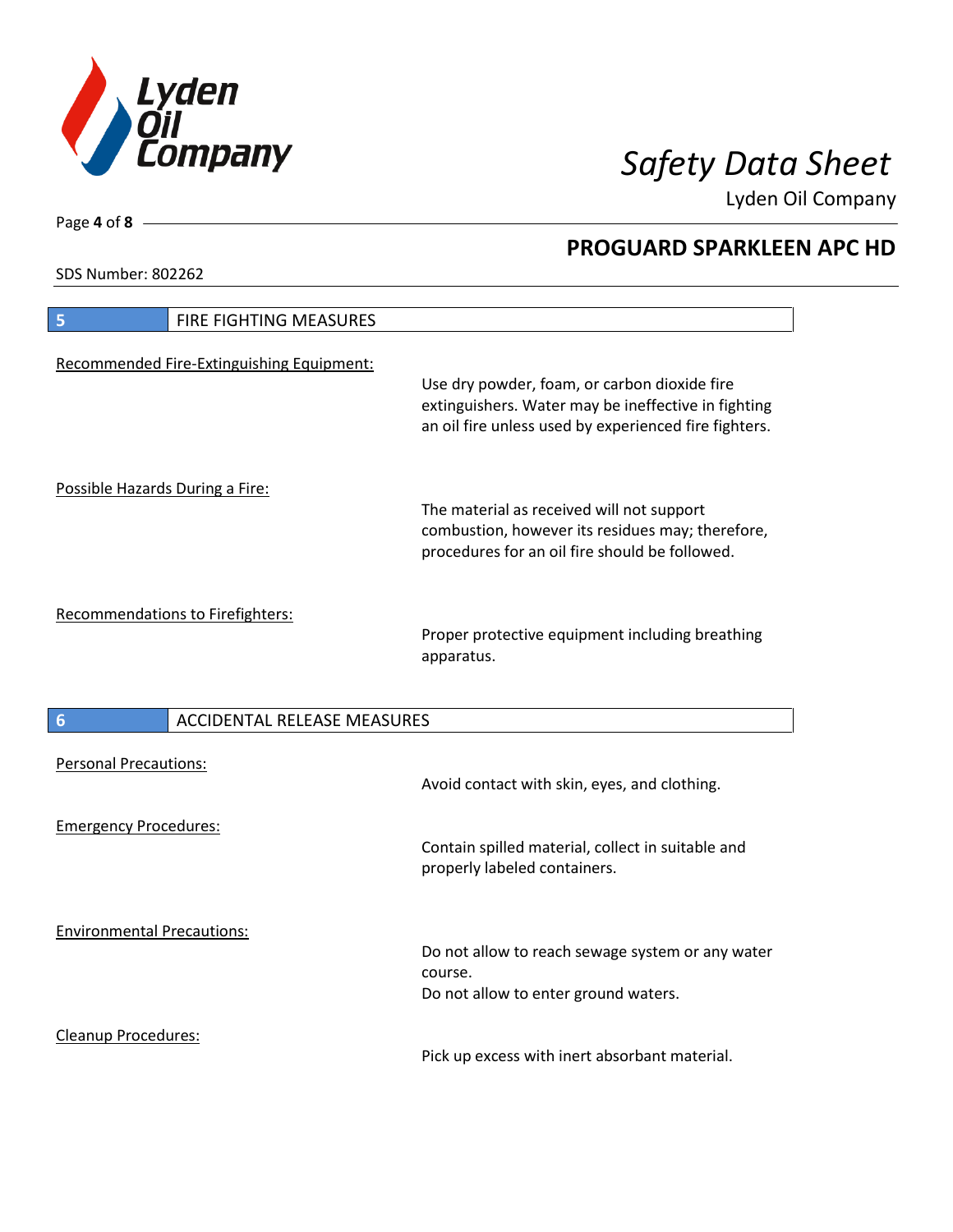## 5 FIRE FIGHTING MEASURES

Recommended Fire-Extinguishing Equipment:

Use dry powder, foam, or carbon dioxide fire extinguishers. Water may be ineffective in fighting an oil fire unless used by experienced fire fighters.

Possible Hazards During a Fire:

The material as received will not support combustion, however its residues may; therefore, procedures for an oil fire should be followed.

Recommendations to Firefighters:

Proper protective equipment including breathing apparatus.

## 6 ACCIDENTAL RELEASE MEASURES

Personal Precautions:

Avoid contact with skin, eyes, and clothing.

Emergency Procedures:

Contain spilled material, collect in suitable and properly labeled containers.

Environmental Precautions:

Do not allow to reach sewage system or any water course.
Do not allow to enter ground waters.

Cleanup Procedures:

Pick up excess with inert absorbant material.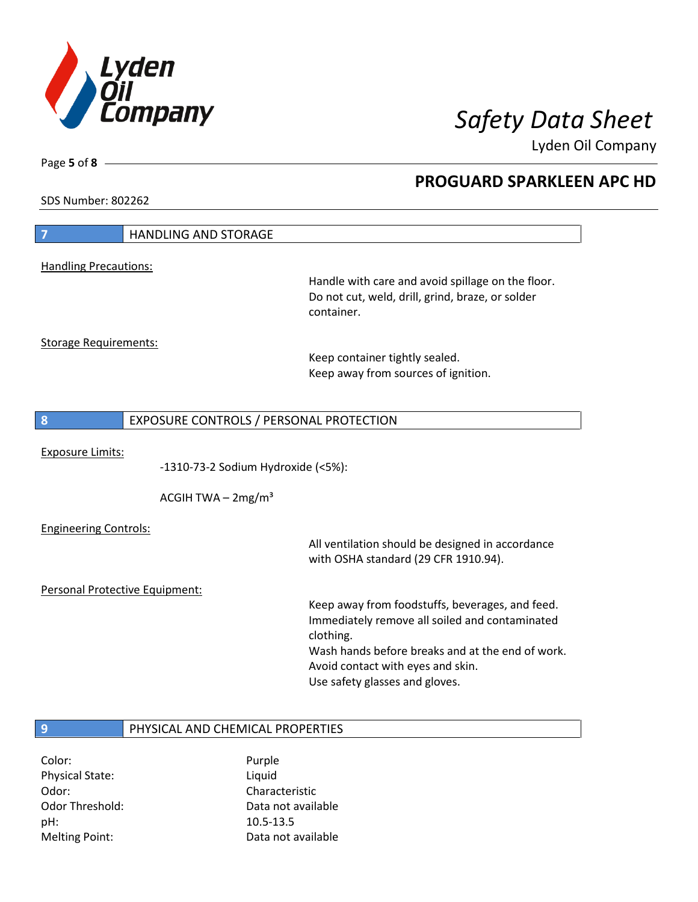## 7 HANDLING AND STORAGE

Handling Precautions:

Handle with care and avoid spillage on the floor.
Do not cut, weld, drill, grind, braze, or solder container.

Storage Requirements:

Keep container tightly sealed.
Keep away from sources of ignition.

## 8 EXPOSURE CONTROLS / PERSONAL PROTECTION

Exposure Limits:

-1310-73-2 Sodium Hydroxide (<5%):

ACGIH TWA – 2mg/m$^3$

Engineering Controls:

All ventilation should be designed in accordance with OSHA standard (29 CFR 1910.94).

Personal Protective Equipment:

Keep away from foodstuffs, beverages, and feed.
Immediately remove all soiled and contaminated clothing.
Wash hands before breaks and at the end of work.
Avoid contact with eyes and skin.
Use safety glasses and gloves.

## 9 PHYSICAL AND CHEMICAL PROPERTIES

| | |
|---|---|
| Color: | Purple |
| Physical State: | Liquid |
| Odor: | Characteristic |
| Odor Threshold: | Data not available |
| pH: | 10.5-13.5 |
| Melting Point: | Data not available |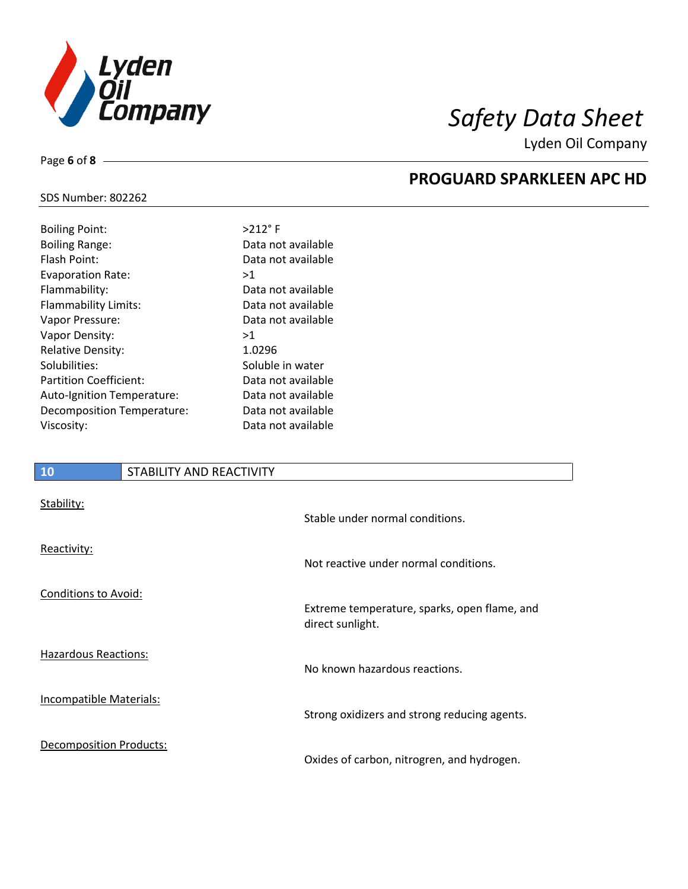| | |
|---|---|
| Boiling Point: | >212° F |
| Boiling Range: | Data not available |
| Flash Point: | Data not available |
| Evaporation Rate: | >1 |
| Flammability: | Data not available |
| Flammability Limits: | Data not available |
| Vapor Pressure: | Data not available |
| Vapor Density: | >1 |
| Relative Density: | 1.0296 |
| Solubilities: | Soluble in water |
| Partition Coefficient: | Data not available |
| Auto-Ignition Temperature: | Data not available |
| Decomposition Temperature: | Data not available |
| Viscosity: | Data not available |

## 10 STABILITY AND REACTIVITY

Stability:

Stable under normal conditions.

Reactivity:

Not reactive under normal conditions.

Conditions to Avoid:

Extreme temperature, sparks, open flame, and direct sunlight.

Hazardous Reactions:

No known hazardous reactions.

Incompatible Materials:

Strong oxidizers and strong reducing agents.

Decomposition Products:

Oxides of carbon, nitrogren, and hydrogen.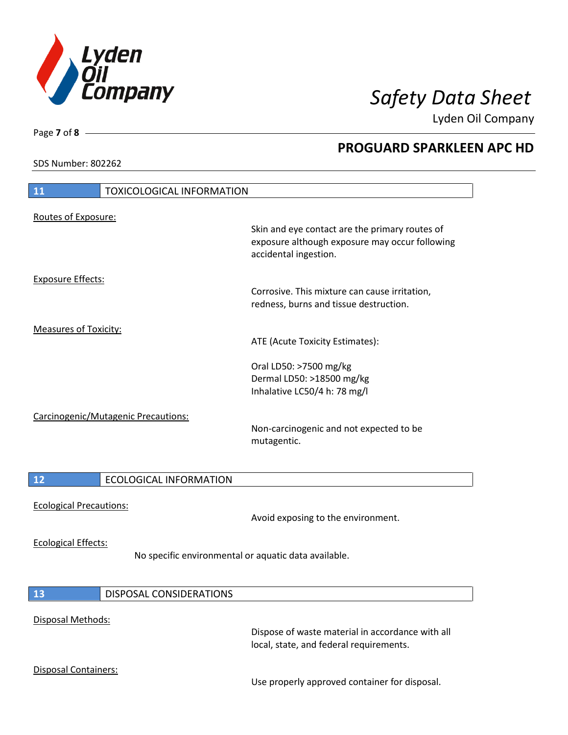## 11 TOXICOLOGICAL INFORMATION

Routes of Exposure:

Skin and eye contact are the primary routes of exposure although exposure may occur following accidental ingestion.

Exposure Effects:

Corrosive. This mixture can cause irritation, redness, burns and tissue destruction.

Measures of Toxicity:

ATE (Acute Toxicity Estimates):

Oral LD50: >7500 mg/kg
Dermal LD50: >18500 mg/kg
Inhalative LC50/4 h: 78 mg/l

Carcinogenic/Mutagenic Precautions:

Non-carcinogenic and not expected to be mutagentic.

## 12 ECOLOGICAL INFORMATION

Ecological Precautions:

Avoid exposing to the environment.

Ecological Effects:

No specific environmental or aquatic data available.

## 13 DISPOSAL CONSIDERATIONS

Disposal Methods:

Dispose of waste material in accordance with all local, state, and federal requirements.

Disposal Containers:

Use properly approved container for disposal.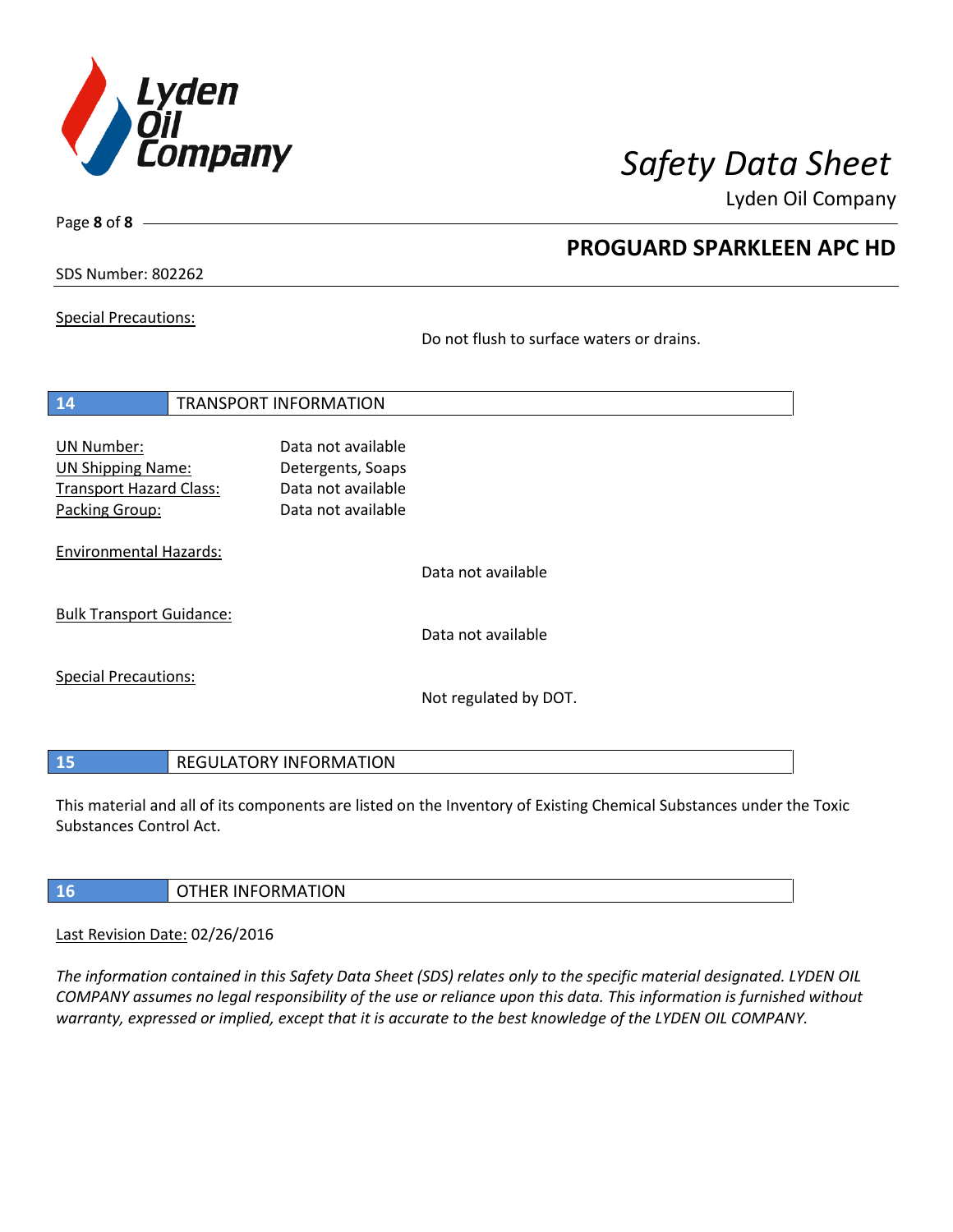Special Precautions:

Do not flush to surface waters or drains.

## 14 TRANSPORT INFORMATION

| | |
|---|---|
| UN Number: | Data not available |
| UN Shipping Name: | Detergents, Soaps |
| Transport Hazard Class: | Data not available |
| Packing Group: | Data not available |

Environmental Hazards:

Data not available

Bulk Transport Guidance:

Data not available

Special Precautions:

Not regulated by DOT.

## 15 REGULATORY INFORMATION

This material and all of its components are listed on the Inventory of Existing Chemical Substances under the Toxic Substances Control Act.

## 16 OTHER INFORMATION

Last Revision Date: 02/26/2016

*The information contained in this Safety Data Sheet (SDS) relates only to the specific material designated. LYDEN OIL COMPANY assumes no legal responsibility of the use or reliance upon this data. This information is furnished without warranty, expressed or implied, except that it is accurate to the best knowledge of the LYDEN OIL COMPANY.*